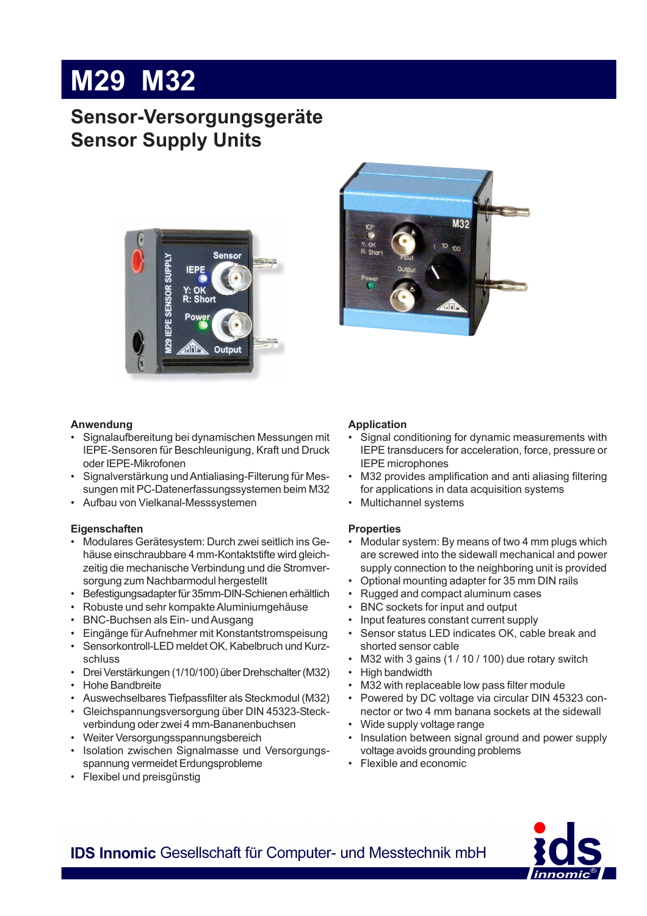# M29 M32

## Sensor-Versorgungsgeräte
## Sensor Supply Units

### Anwendung

- Signalaufbereitung bei dynamischen Messungen mit IEPE-Sensoren für Beschleunigung, Kraft und Druck oder IEPE-Mikrofonen
- Signalverstärkung und Antialiasing-Filterung für Messungen mit PC-Datenerfassungssystemen beim M32
- Aufbau von Vielkanal-Messsystemen

### Eigenschaften

- Modulares Gerätesystem: Durch zwei seitlich ins Gehäuse einschraubbare 4 mm-Kontaktstifte wird gleichzeitig die mechanische Verbindung und die Stromversorgung zum Nachbarmodul hergestellt
- Befestigungsadapter für 35mm-DIN-Schienen erhältlich
- Robuste und sehr kompakte Aluminiumgehäuse
- BNC-Buchsen als Ein- und Ausgang
- Eingänge für Aufnehmer mit Konstantstromspeisung
- Sensorkontroll-LED meldet OK, Kabelbruch und Kurzschluss
- Drei Verstärkungen (1/10/100) über Drehschalter (M32)
- Hohe Bandbreite
- Auswechselbares Tiefpassfilter als Steckmodul (M32)
- Gleichspannungsversorgung über DIN 45323-Steckverbindung oder zwei 4 mm-Bananenbuchsen
- Weiter Versorgungsspannungsbereich
- Isolation zwischen Signalmasse und Versorgungsspannung vermeidet Erdungsprobleme
- Flexibel und preisgünstig

### Application

- Signal conditioning for dynamic measurements with IEPE transducers for acceleration, force, pressure or IEPE microphones
- M32 provides amplification and anti aliasing filtering for applications in data acquisition systems
- Multichannel systems

### Properties

- Modular system: By means of two 4 mm plugs which are screwed into the sidewall mechanical and power supply connection to the neighboring unit is provided
- Optional mounting adapter for 35 mm DIN rails
- Rugged and compact aluminum cases
- BNC sockets for input and output
- Input features constant current supply
- Sensor status LED indicates OK, cable break and shorted sensor cable
- M32 with 3 gains (1 / 10 / 100) due rotary switch
- High bandwidth
- M32 with replaceable low pass filter module
- Powered by DC voltage via circular DIN 45323 connector or two 4 mm banana sockets at the sidewall
- Wide supply voltage range
- Insulation between signal ground and power supply voltage avoids grounding problems
- Flexible and economic

**IDS Innomic** Gesellschaft für Computer- und Messtechnik mbH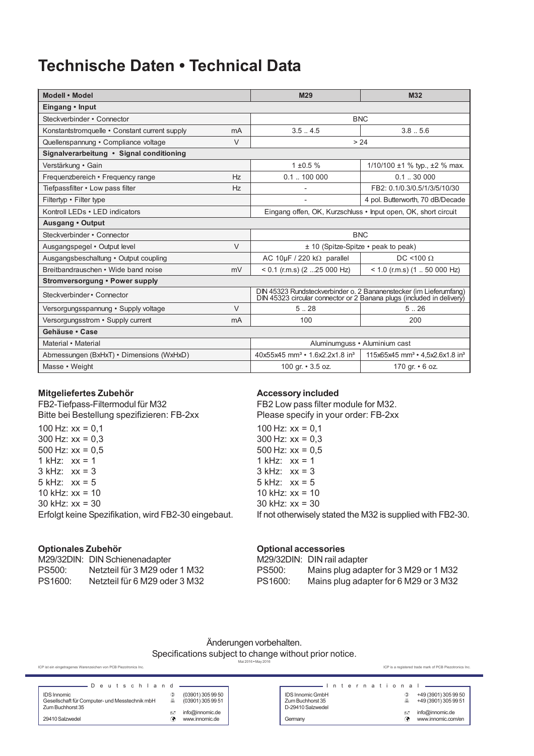# Technische Daten • Technical Data

| Modell • Model | | M29 | M32 |
|---|---|---|---|
| **Eingang • Input** | | | |
| Steckverbinder • Connector | | BNC | |
| Konstantstromquelle • Constant current supply | mA | 3.5 .. 4.5 | 3.8 .. 5.6 |
| Quellenspannung • Compliance voltage | V | > 24 | |
| **Signalverarbeitung • Signal conditioning** | | | |
| Verstärkung • Gain | | 1 ±0.5 % | 1/10/100 ±1 % typ., ±2 % max. |
| Frequenzbereich • Frequency range | Hz | 0.1 .. 100 000 | 0.1 .. 30 000 |
| Tiefpassfilter • Low pass filter | Hz | - | FB2: 0.1/0.3/0.5/1/3/5/10/30 |
| Filtertyp • Filter type | | - | 4 pol. Butterworth, 70 dB/Decade |
| Kontroll LEDs • LED indicators | | Eingang offen, OK, Kurzschluss • Input open, OK, short circuit | |
| **Ausgang • Output** | | | |
| Steckverbinder • Connector | | BNC | |
| Ausgangspegel • Output level | V | ± 10 (Spitze-Spitze • peak to peak) | |
| Ausgangsbeschaltung • Output coupling | | AC 10µF / 220 kΩ parallel | DC <100 Ω |
| Breitbandrauschen • Wide band noise | mV | < 0.1 (r.m.s) (2 ...25 000 Hz) | < 1.0 (r.m.s) (1 .. 50 000 Hz) |
| **Stromversorgung • Power supply** | | | |
| Steckverbinder • Connector | | DIN 45323 Rundsteckverbinder o. 2 Bananenstecker (im Lieferumfang) DIN 45323 circular connector or 2 Banana plugs (included in delivery) | |
| Versorgungsspannung • Supply voltage | V | 5 .. 28 | 5 .. 26 |
| Versorgungsstrom • Supply current | mA | 100 | 200 |
| **Gehäuse • Case** | | | |
| Material • Material | | Aluminumguss • Aluminium cast | |
| Abmessungen (BxHxT) • Dimensions (WxHxD) | | 40x55x45 mm³ • 1.6x2.2x1.8 in³ | 115x65x45 mm³ • 4,5x2.6x1.8 in³ |
| Masse • Weight | | 100 gr. • 3.5 oz. | 170 gr. • 6 oz. |

### Mitgeliefertes Zubehör

FB2-Tiefpass-Filtermodul für M32
Bitte bei Bestellung spezifizieren: FB-2xx

100 Hz: xx = 0,1
300 Hz: xx = 0,3
500 Hz: xx = 0,5
1 kHz: xx = 1
3 kHz: xx = 3
5 kHz: xx = 5
10 kHz: xx = 10
30 kHz: xx = 30
Erfolgt keine Spezifikation, wird FB2-30 eingebaut.

### Accessory included

FB2 Low pass filter module for M32.
Please specify in your order: FB-2xx

100 Hz: xx = 0,1
300 Hz: xx = 0,3
500 Hz: xx = 0,5
1 kHz: xx = 1
3 kHz: xx = 3
5 kHz: xx = 5
10 kHz: xx = 10
30 kHz: xx = 30
If not otherwisely stated the M32 is supplied with FB2-30.

### Optionales Zubehör

M29/32DIN: DIN Schienenadapter
PS500: Netzteil für 3 M29 oder 1 M32
PS1600: Netzteil für 6 M29 oder 3 M32

### Optional accessories

M29/32DIN: DIN rail adapter
PS500: Mains plug adapter for 3 M29 or 1 M32
PS1600: Mains plug adapter for 6 M29 or 3 M32

Änderungen vorbehalten.
Specifications subject to change without prior notice.

Mai 2016 • May 2016

ICP ist ein eingetragenes Warenzeichen von PCB Piezotronics Inc.

ICP is a registered trade mark of PCB Piezotronics Inc.

**Deutschland**

IDS Innomic
Gesellschaft für Computer- und Messtechnik mbH
Zum Buchhorst 35
29410 Salzwedel

(03901) 305 99 50
(03901) 305 99 51
info@innomic.de
www.innomic.de

**International**

IDS Innomic GmbH
Zum Buchhorst 35
D-29410 Salzwedel
Germany

+49 (3901) 305 99 50
+49 (3901) 305 99 51
info@innomic.de
www.innomic.com/en